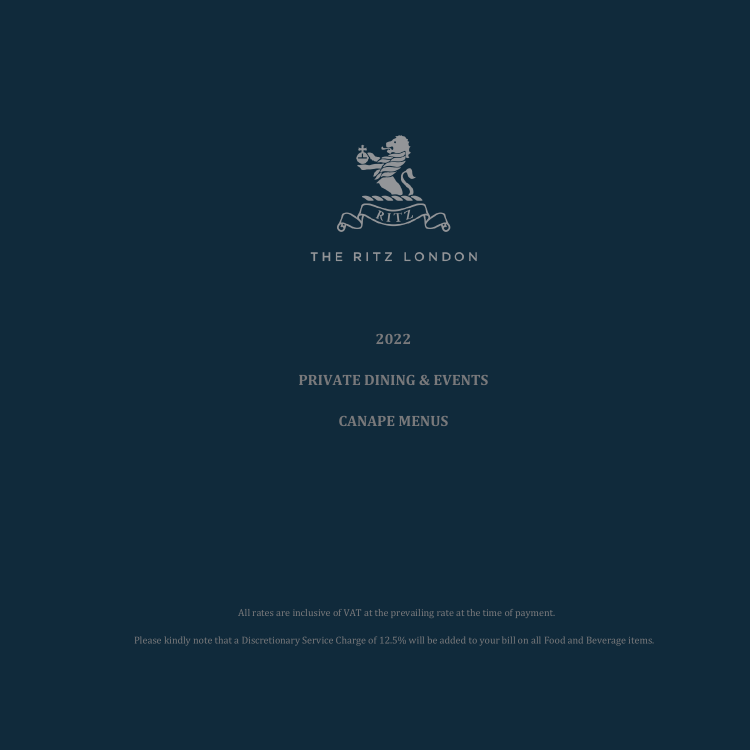THE RITZ LONDON

# 2022

# PRIVATE DINING & EVENTS

# CANAPE MENUS

All rates are inclusive of VAT at the prevailing rate at the time of payment.

Please kindly note that a Discretionary Service Charge of 12.5% will be added to your bill on all Food and Beverage items.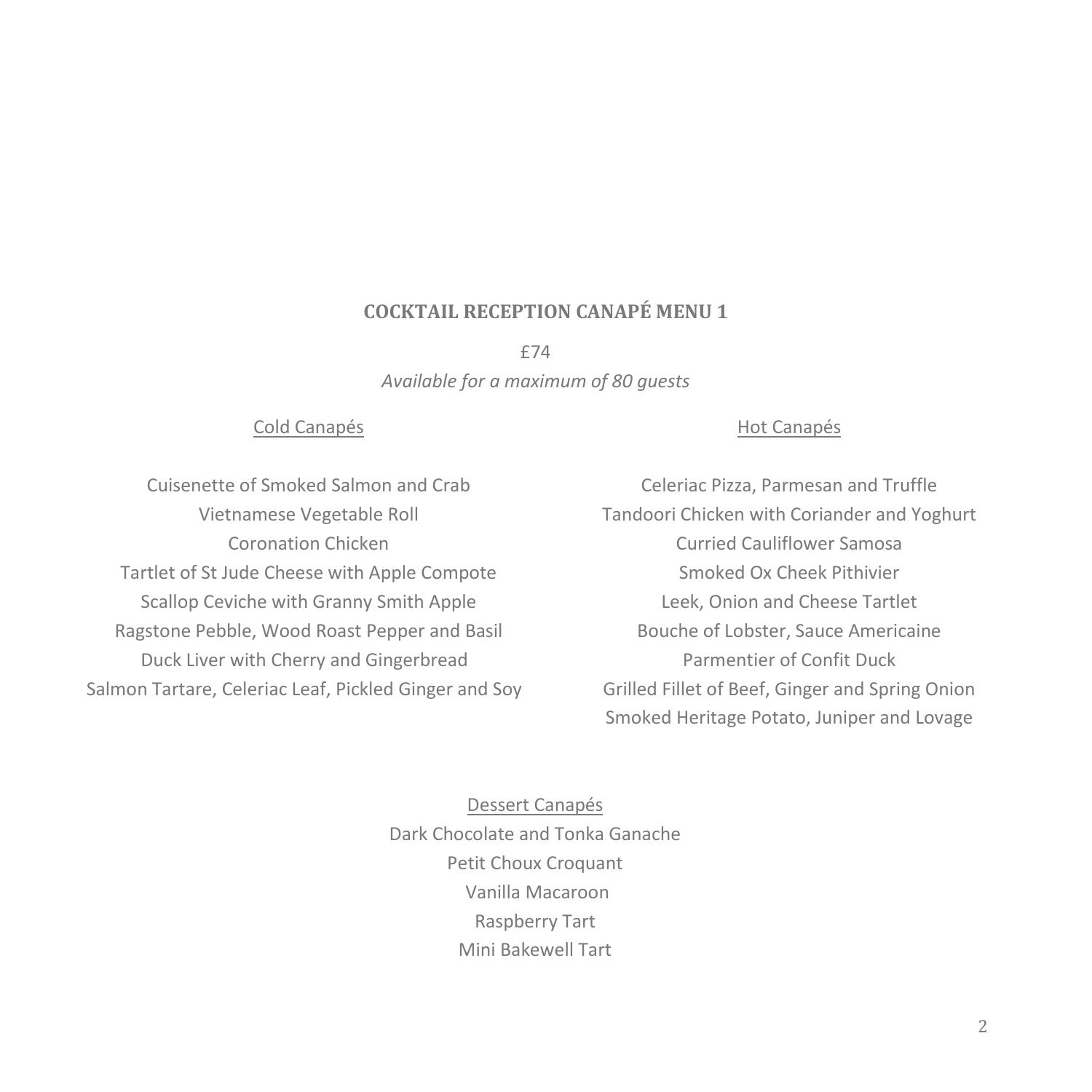## COCKTAIL RECEPTION CANAPÉ MENU 1

£74

*Available for a maximum of 80 guests*

### Cold Canapés

Cuisenette of Smoked Salmon and Crab
Vietnamese Vegetable Roll
Coronation Chicken
Tartlet of St Jude Cheese with Apple Compote
Scallop Ceviche with Granny Smith Apple
Ragstone Pebble, Wood Roast Pepper and Basil
Duck Liver with Cherry and Gingerbread
Salmon Tartare, Celeriac Leaf, Pickled Ginger and Soy

### Hot Canapés

Celeriac Pizza, Parmesan and Truffle
Tandoori Chicken with Coriander and Yoghurt
Curried Cauliflower Samosa
Smoked Ox Cheek Pithivier
Leek, Onion and Cheese Tartlet
Bouche of Lobster, Sauce Americaine
Parmentier of Confit Duck
Grilled Fillet of Beef, Ginger and Spring Onion
Smoked Heritage Potato, Juniper and Lovage

### Dessert Canapés

Dark Chocolate and Tonka Ganache
Petit Choux Croquant
Vanilla Macaroon
Raspberry Tart
Mini Bakewell Tart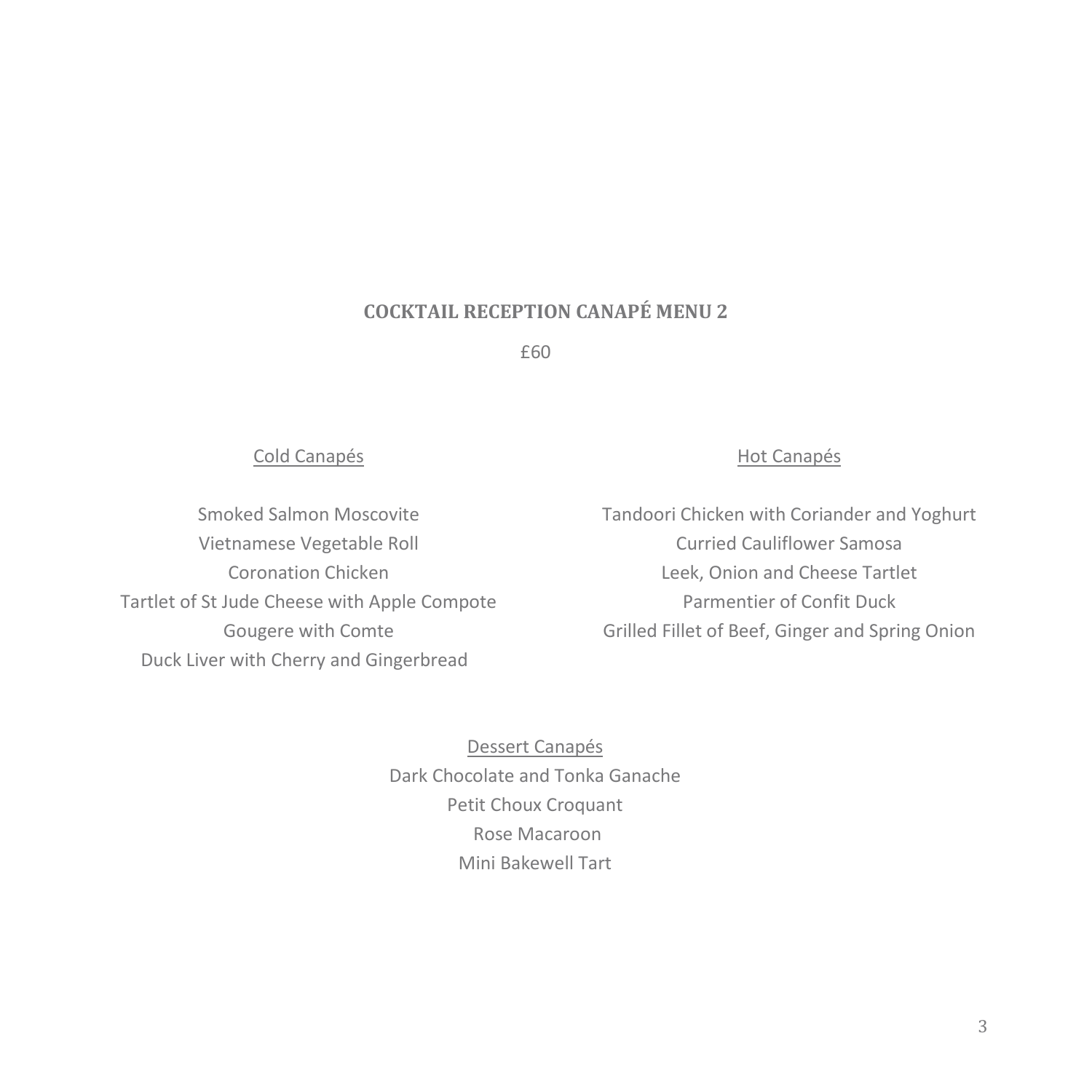# COCKTAIL RECEPTION CANAPÉ MENU 2

£60

### Cold Canapés

Smoked Salmon Moscovite
Vietnamese Vegetable Roll
Coronation Chicken
Tartlet of St Jude Cheese with Apple Compote
Gougere with Comte
Duck Liver with Cherry and Gingerbread

### Hot Canapés

Tandoori Chicken with Coriander and Yoghurt
Curried Cauliflower Samosa
Leek, Onion and Cheese Tartlet
Parmentier of Confit Duck
Grilled Fillet of Beef, Ginger and Spring Onion

### Dessert Canapés

Dark Chocolate and Tonka Ganache
Petit Choux Croquant
Rose Macaroon
Mini Bakewell Tart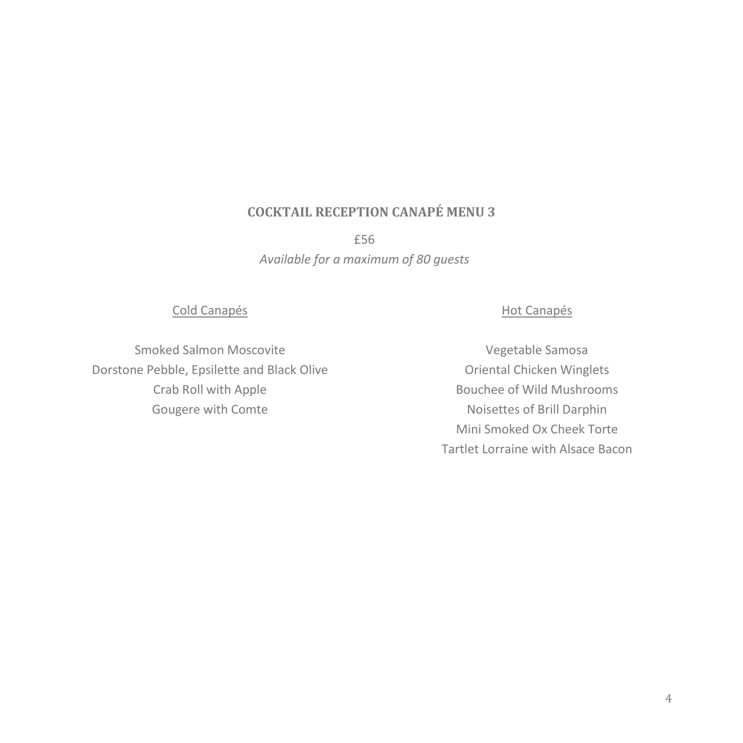## COCKTAIL RECEPTION CANAPÉ MENU 3

£56

*Available for a maximum of 80 guests*

### Cold Canapés

Smoked Salmon Moscovite
Dorstone Pebble, Epsilette and Black Olive
Crab Roll with Apple
Gougere with Comte

### Hot Canapés

Vegetable Samosa
Oriental Chicken Winglets
Bouchee of Wild Mushrooms
Noisettes of Brill Darphin
Mini Smoked Ox Cheek Torte
Tartlet Lorraine with Alsace Bacon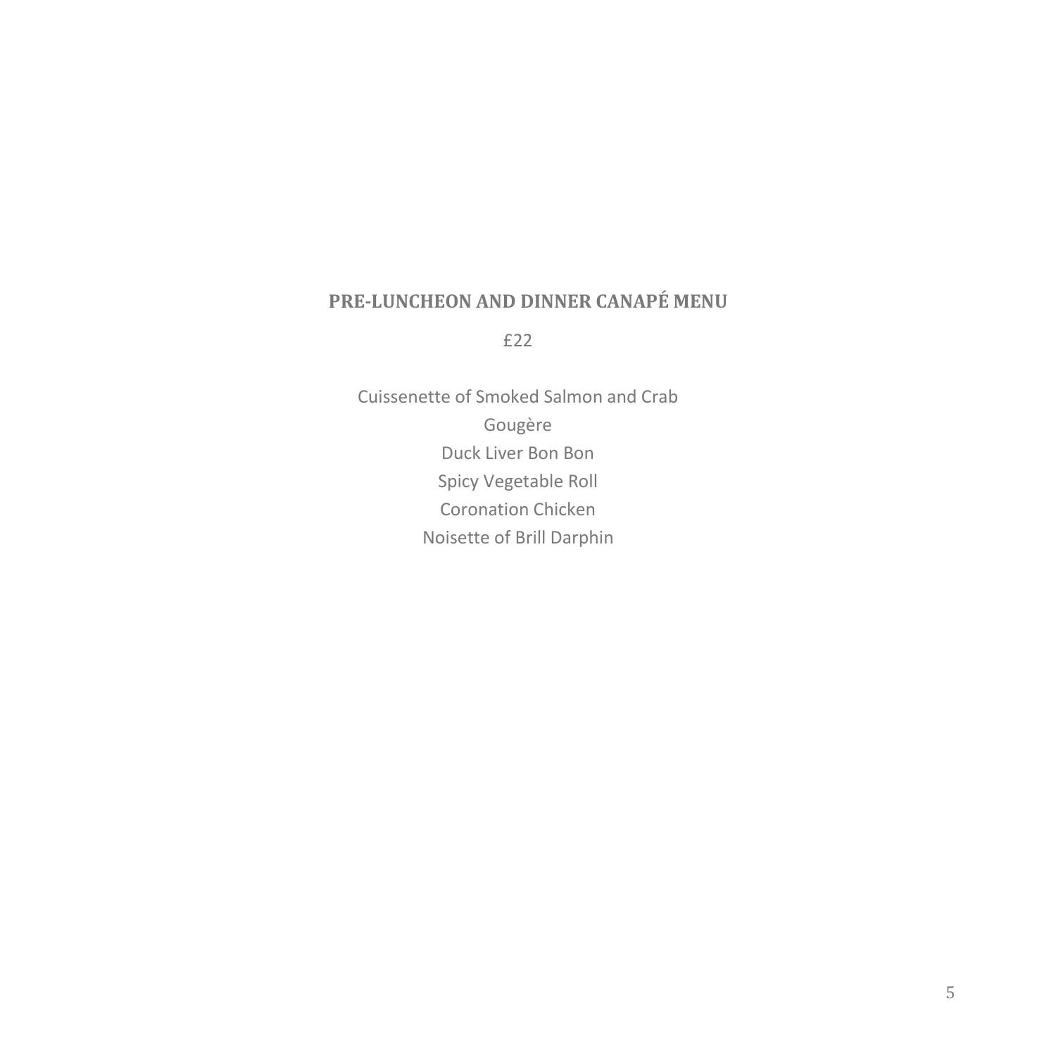## PRE-LUNCHEON AND DINNER CANAPÉ MENU

£22

Cuissenette of Smoked Salmon and Crab

Gougère

Duck Liver Bon Bon

Spicy Vegetable Roll

Coronation Chicken

Noisette of Brill Darphin